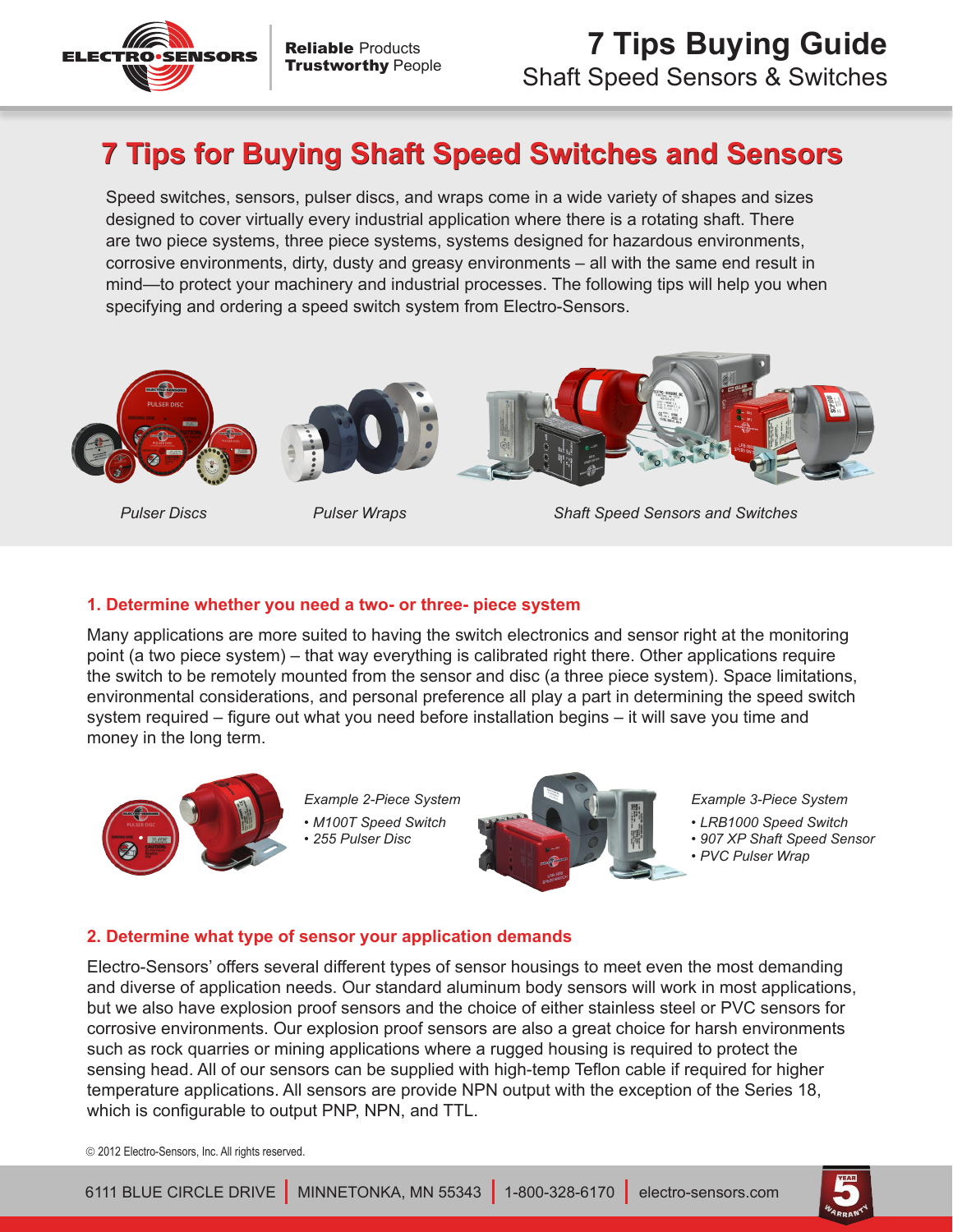# 7 Tips for Buying Shaft Speed Switches and Sensors

Speed switches, sensors, pulser discs, and wraps come in a wide variety of shapes and sizes designed to cover virtually every industrial application where there is a rotating shaft. There are two piece systems, three piece systems, systems designed for hazardous environments, corrosive environments, dirty, dusty and greasy environments – all with the same end result in mind—to protect your machinery and industrial processes. The following tips will help you when specifying and ordering a speed switch system from Electro-Sensors.

*Pulser Discs*

*Pulser Wraps*

*Shaft Speed Sensors and Switches*

## 1. Determine whether you need a two- or three- piece system

Many applications are more suited to having the switch electronics and sensor right at the monitoring point (a two piece system) – that way everything is calibrated right there. Other applications require the switch to be remotely mounted from the sensor and disc (a three piece system). Space limitations, environmental considerations, and personal preference all play a part in determining the speed switch system required – figure out what you need before installation begins – it will save you time and money in the long term.

*Example 2-Piece System*
- *M100T Speed Switch*
- *255 Pulser Disc*

*Example 3-Piece System*
- *LRB1000 Speed Switch*
- *907 XP Shaft Speed Sensor*
- *PVC Pulser Wrap*

## 2. Determine what type of sensor your application demands

Electro-Sensors' offers several different types of sensor housings to meet even the most demanding and diverse of application needs. Our standard aluminum body sensors will work in most applications, but we also have explosion proof sensors and the choice of either stainless steel or PVC sensors for corrosive environments. Our explosion proof sensors are also a great choice for harsh environments such as rock quarries or mining applications where a rugged housing is required to protect the sensing head. All of our sensors can be supplied with high-temp Teflon cable if required for higher temperature applications. All sensors are provide NPN output with the exception of the Series 18, which is configurable to output PNP, NPN, and TTL.

© 2012 Electro-Sensors, Inc. All rights reserved.

6111 BLUE CIRCLE DRIVE | MINNETONKA, MN 55343 | 1-800-328-6170 | electro-sensors.com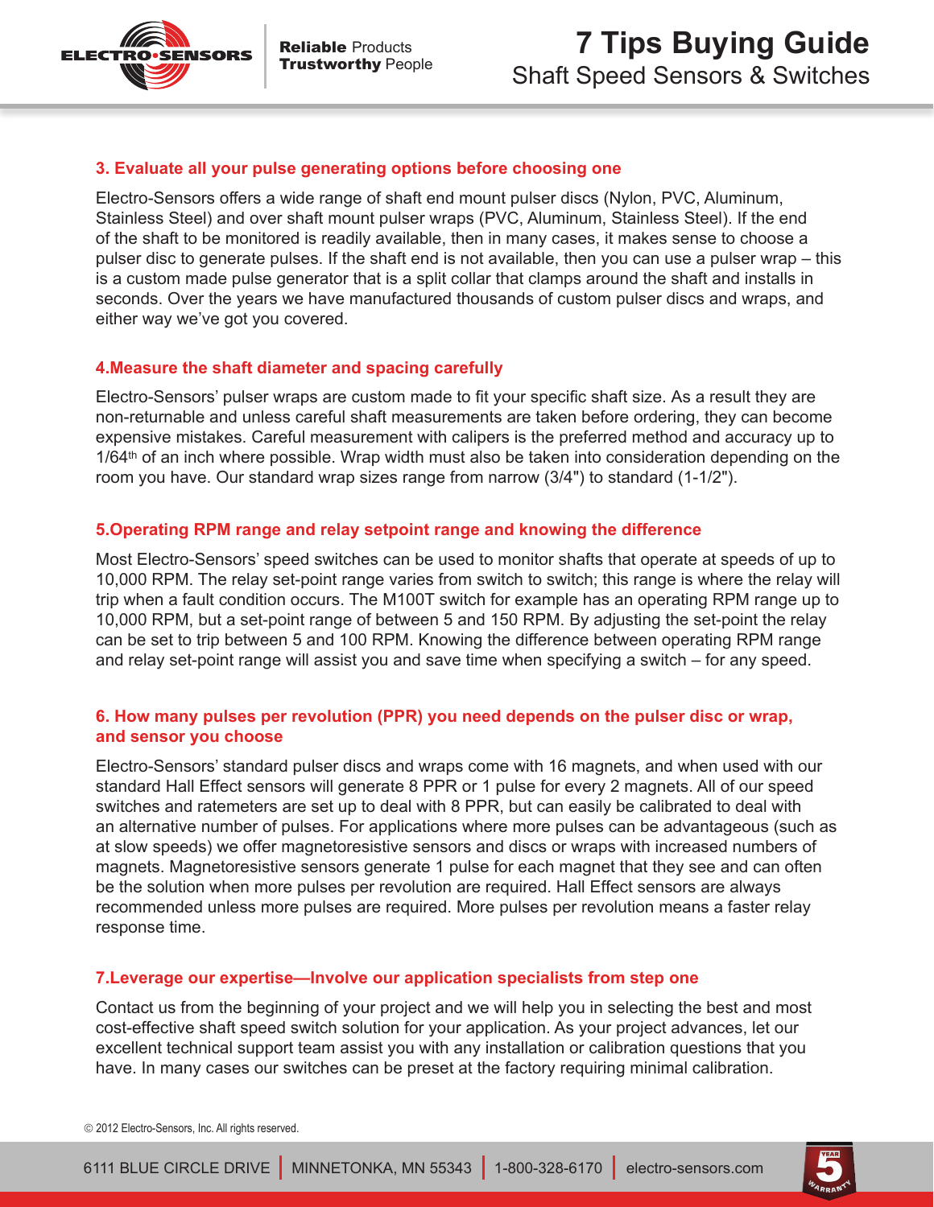### 3. Evaluate all your pulse generating options before choosing one

Electro-Sensors offers a wide range of shaft end mount pulser discs (Nylon, PVC, Aluminum, Stainless Steel) and over shaft mount pulser wraps (PVC, Aluminum, Stainless Steel). If the end of the shaft to be monitored is readily available, then in many cases, it makes sense to choose a pulser disc to generate pulses. If the shaft end is not available, then you can use a pulser wrap – this is a custom made pulse generator that is a split collar that clamps around the shaft and installs in seconds. Over the years we have manufactured thousands of custom pulser discs and wraps, and either way we've got you covered.

### 4.Measure the shaft diameter and spacing carefully

Electro-Sensors' pulser wraps are custom made to fit your specific shaft size. As a result they are non-returnable and unless careful shaft measurements are taken before ordering, they can become expensive mistakes. Careful measurement with calipers is the preferred method and accuracy up to 1/64th of an inch where possible. Wrap width must also be taken into consideration depending on the room you have. Our standard wrap sizes range from narrow (3/4") to standard (1-1/2").

### 5.Operating RPM range and relay setpoint range and knowing the difference

Most Electro-Sensors' speed switches can be used to monitor shafts that operate at speeds of up to 10,000 RPM. The relay set-point range varies from switch to switch; this range is where the relay will trip when a fault condition occurs. The M100T switch for example has an operating RPM range up to 10,000 RPM, but a set-point range of between 5 and 150 RPM. By adjusting the set-point the relay can be set to trip between 5 and 100 RPM. Knowing the difference between operating RPM range and relay set-point range will assist you and save time when specifying a switch – for any speed.

### 6. How many pulses per revolution (PPR) you need depends on the pulser disc or wrap, and sensor you choose

Electro-Sensors' standard pulser discs and wraps come with 16 magnets, and when used with our standard Hall Effect sensors will generate 8 PPR or 1 pulse for every 2 magnets. All of our speed switches and ratemeters are set up to deal with 8 PPR, but can easily be calibrated to deal with an alternative number of pulses. For applications where more pulses can be advantageous (such as at slow speeds) we offer magnetoresistive sensors and discs or wraps with increased numbers of magnets. Magnetoresistive sensors generate 1 pulse for each magnet that they see and can often be the solution when more pulses per revolution are required. Hall Effect sensors are always recommended unless more pulses are required. More pulses per revolution means a faster relay response time.

### 7.Leverage our expertise—Involve our application specialists from step one

Contact us from the beginning of your project and we will help you in selecting the best and most cost-effective shaft speed switch solution for your application. As your project advances, let our excellent technical support team assist you with any installation or calibration questions that you have. In many cases our switches can be preset at the factory requiring minimal calibration.

© 2012 Electro-Sensors, Inc. All rights reserved.